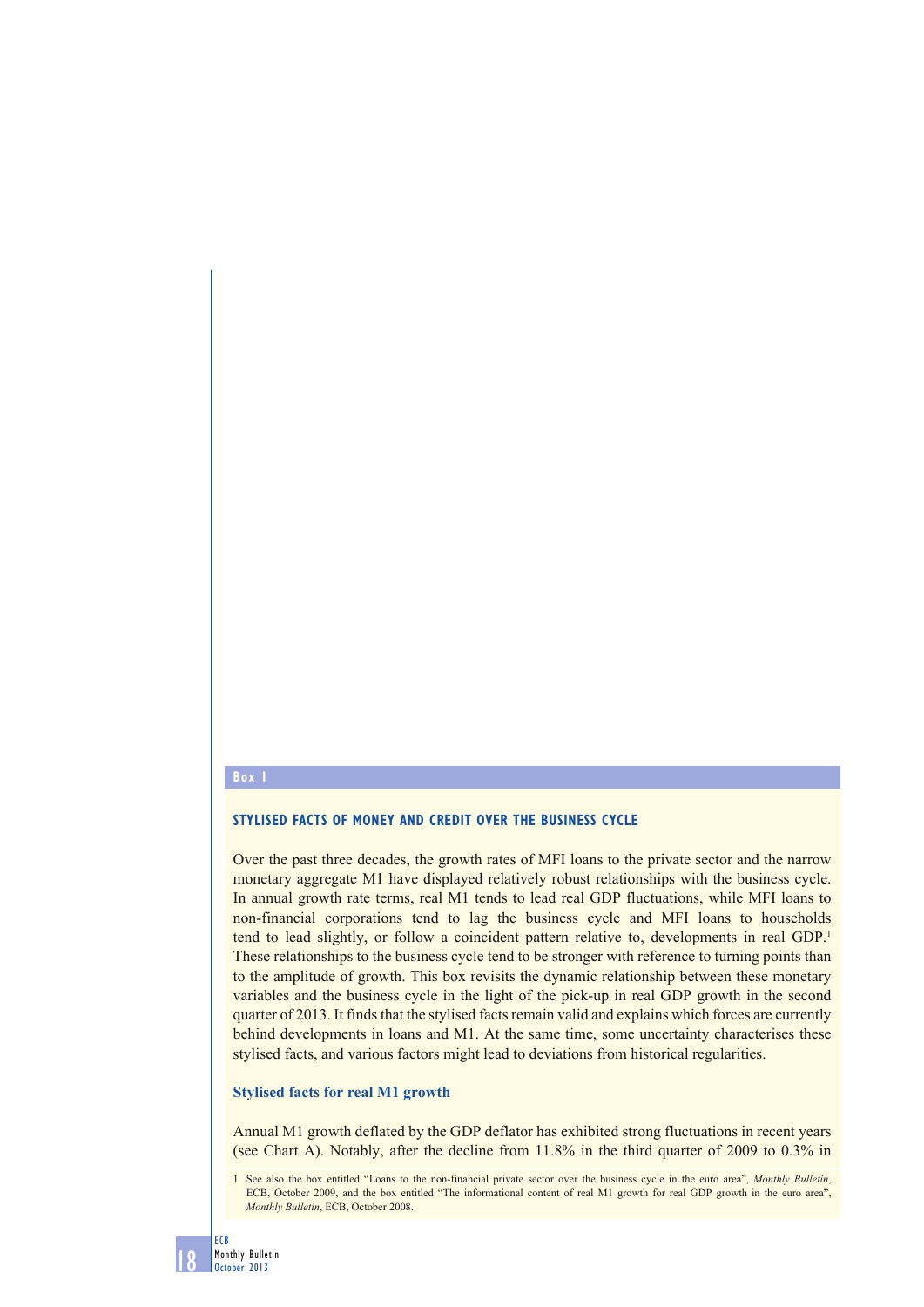**Box 1**

## STYLISED FACTS OF MONEY AND CREDIT OVER THE BUSINESS CYCLE

Over the past three decades, the growth rates of MFI loans to the private sector and the narrow monetary aggregate M1 have displayed relatively robust relationships with the business cycle. In annual growth rate terms, real M1 tends to lead real GDP fluctuations, while MFI loans to non-financial corporations tend to lag the business cycle and MFI loans to households tend to lead slightly, or follow a coincident pattern relative to, developments in real GDP.[1] These relationships to the business cycle tend to be stronger with reference to turning points than to the amplitude of growth. This box revisits the dynamic relationship between these monetary variables and the business cycle in the light of the pick-up in real GDP growth in the second quarter of 2013. It finds that the stylised facts remain valid and explains which forces are currently behind developments in loans and M1. At the same time, some uncertainty characterises these stylised facts, and various factors might lead to deviations from historical regularities.

### Stylised facts for real M1 growth

Annual M1 growth deflated by the GDP deflator has exhibited strong fluctuations in recent years (see Chart A). Notably, after the decline from 11.8% in the third quarter of 2009 to 0.3% in

1 See also the box entitled "Loans to the non-financial private sector over the business cycle in the euro area", *Monthly Bulletin*, ECB, October 2009, and the box entitled "The informational content of real M1 growth for real GDP growth in the euro area", *Monthly Bulletin*, ECB, October 2008.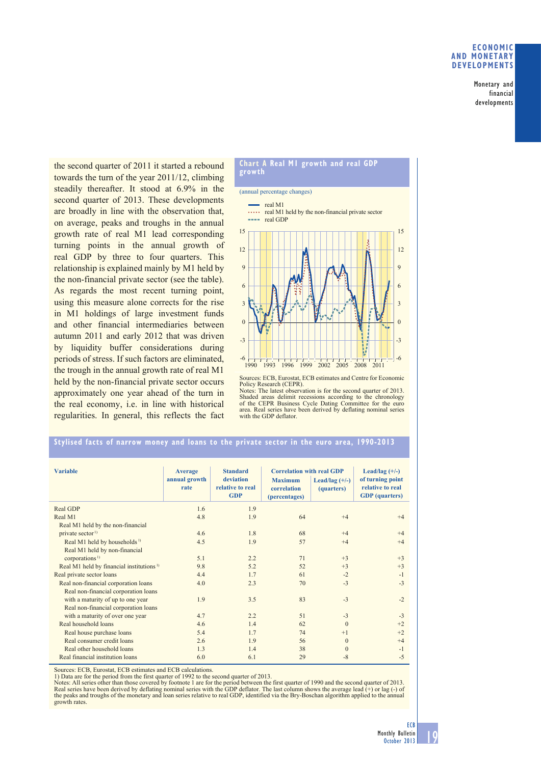the second quarter of 2011 it started a rebound towards the turn of the year 2011/12, climbing steadily thereafter. It stood at 6.9% in the second quarter of 2013. These developments are broadly in line with the observation that, on average, peaks and troughs in the annual growth rate of real M1 lead corresponding turning points in the annual growth of real GDP by three to four quarters. This relationship is explained mainly by M1 held by the non-financial private sector (see the table). As regards the most recent turning point, using this measure alone corrects for the rise in M1 holdings of large investment funds and other financial intermediaries between autumn 2011 and early 2012 that was driven by liquidity buffer considerations during periods of stress. If such factors are eliminated, the trough in the annual growth rate of real M1 held by the non-financial private sector occurs approximately one year ahead of the turn in the real economy, i.e. in line with historical regularities. In general, this reflects the fact

**Chart A Real M1 growth and real GDP growth**

(annual percentage changes)

Sources: ECB, Eurostat, ECB estimates and Centre for Economic Policy Research (CEPR).
Notes: The latest observation is for the second quarter of 2013. Shaded areas delimit recessions according to the chronology of the CEPR Business Cycle Dating Committee for the euro area. Real series have been derived by deflating nominal series with the GDP deflator.

**Stylised facts of narrow money and loans to the private sector in the euro area, 1990-2013**

| Variable | Average annual growth rate | Standard deviation relative to real GDP | Correlation with real GDP: Maximum correlation (percentages) | Correlation with real GDP: Lead/lag (+/-) (quarters) | Lead/lag (+/-) of turning point relative to real GDP (quarters) |
|---|---|---|---|---|---|
| Real GDP | 1.6 | 1.9 | | | |
| Real M1 | 4.8 | 1.9 | 64 | +4 | +4 |
| Real M1 held by the non-financial private sector[1] | 4.6 | 1.8 | 68 | +4 | +4 |
| Real M1 held by households[1] | 4.5 | 1.9 | 57 | +4 | +4 |
| Real M1 held by non-financial corporations[1] | 5.1 | 2.2 | 71 | +3 | +3 |
| Real M1 held by financial institutions[1] | 9.8 | 5.2 | 52 | +3 | +3 |
| Real private sector loans | 4.4 | 1.7 | 61 | -2 | -1 |
| Real non-financial corporation loans | 4.0 | 2.3 | 70 | -3 | -3 |
| Real non-financial corporation loans with a maturity of up to one year | 1.9 | 3.5 | 83 | -3 | -2 |
| Real non-financial corporation loans with a maturity of over one year | 4.7 | 2.2 | 51 | -3 | -3 |
| Real household loans | 4.6 | 1.4 | 62 | 0 | +2 |
| Real house purchase loans | 5.4 | 1.7 | 74 | +1 | +2 |
| Real consumer credit loans | 2.6 | 1.9 | 56 | 0 | +4 |
| Real other household loans | 1.3 | 1.4 | 38 | 0 | -1 |
| Real financial institution loans | 6.0 | 6.1 | 29 | -8 | -5 |

Sources: ECB, Eurostat, ECB estimates and ECB calculations.
1) Data are for the period from the first quarter of 1992 to the second quarter of 2013.
Notes: All series other than those covered by footnote 1 are for the period between the first quarter of 1990 and the second quarter of 2013. Real series have been derived by deflating nominal series with the GDP deflator. The last column shows the average lead (+) or lag (-) of the peaks and troughs of the monetary and loan series relative to real GDP, identified via the Bry-Boschan algorithm applied to the annual growth rates.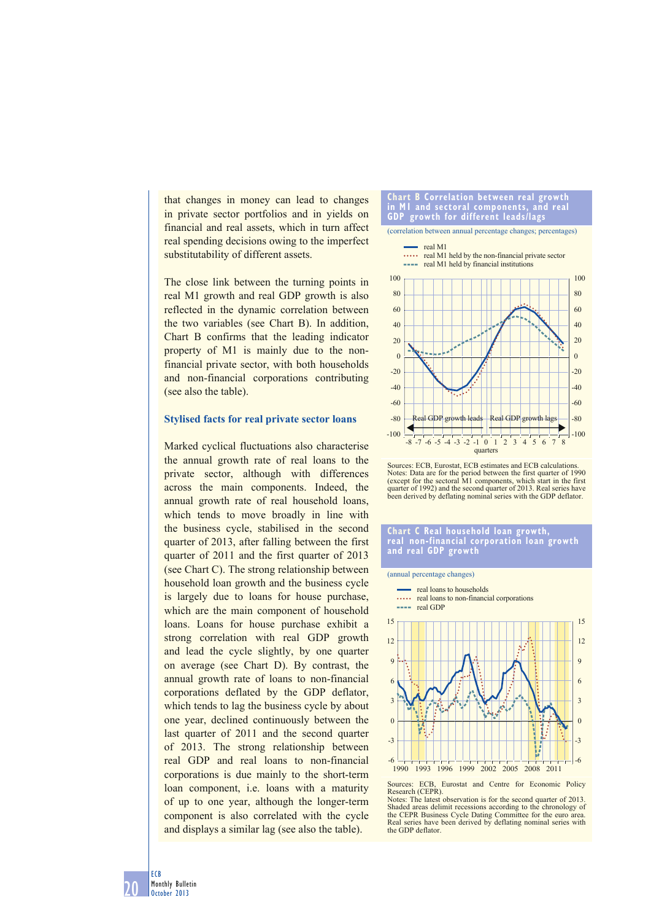that changes in money can lead to changes in private sector portfolios and in yields on financial and real assets, which in turn affect real spending decisions owing to the imperfect substitutability of different assets.

The close link between the turning points in real M1 growth and real GDP growth is also reflected in the dynamic correlation between the two variables (see Chart B). In addition, Chart B confirms that the leading indicator property of M1 is mainly due to the non-financial private sector, with both households and non-financial corporations contributing (see also the table).

### Stylised facts for real private sector loans

Marked cyclical fluctuations also characterise the annual growth rate of real loans to the private sector, although with differences across the main components. Indeed, the annual growth rate of real household loans, which tends to move broadly in line with the business cycle, stabilised in the second quarter of 2013, after falling between the first quarter of 2011 and the first quarter of 2013 (see Chart C). The strong relationship between household loan growth and the business cycle is largely due to loans for house purchase, which are the main component of household loans. Loans for house purchase exhibit a strong correlation with real GDP growth and lead the cycle slightly, by one quarter on average (see Chart D). By contrast, the annual growth rate of loans to non-financial corporations deflated by the GDP deflator, which tends to lag the business cycle by about one year, declined continuously between the last quarter of 2011 and the second quarter of 2013. The strong relationship between real GDP and real loans to non-financial corporations is due mainly to the short-term loan component, i.e. loans with a maturity of up to one year, although the longer-term component is also correlated with the cycle and displays a similar lag (see also the table).

**Chart B Correlation between real growth in M1 and sectoral components, and real GDP growth for different leads/lags**

(correlation between annual percentage changes; percentages)

Sources: ECB, Eurostat, ECB estimates and ECB calculations.
Notes: Data are for the period between the first quarter of 1990 (except for the sectoral M1 components, which start in the first quarter of 1992) and the second quarter of 2013. Real series have been derived by deflating nominal series with the GDP deflator.

**Chart C Real household loan growth, real non-financial corporation loan growth and real GDP growth**

(annual percentage changes)

Sources: ECB, Eurostat and Centre for Economic Policy Research (CEPR).
Notes: The latest observation is for the second quarter of 2013. Shaded areas delimit recessions according to the chronology of the CEPR Business Cycle Dating Committee for the euro area. Real series have been derived by deflating nominal series with the GDP deflator.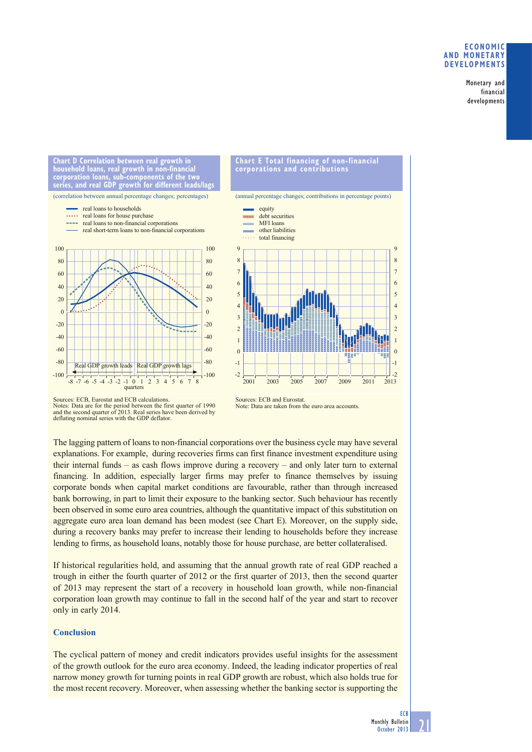**Chart D Correlation between real growth in household loans, real growth in non-financial corporation loans, sub-components of the two series, and real GDP growth for different leads/lags**

(correlation between annual percentage changes; percentages)

- real loans to households
- real loans for house purchase
- real loans to non-financial corporations
- real short-term loans to non-financial corporations

Sources: ECB, Eurostat and ECB calculations.
Notes: Data are for the period between the first quarter of 1990 and the second quarter of 2013. Real series have been derived by deflating nominal series with the GDP deflator.

**Chart E Total financing of non-financial corporations and contributions**

(annual percentage changes; contributions in percentage points)

- equity
- debt securities
- MFI loans
- other liabilities
- total financing

Sources: ECB and Eurostat.
Note: Data are taken from the euro area accounts.

The lagging pattern of loans to non-financial corporations over the business cycle may have several explanations. For example, during recoveries firms can first finance investment expenditure using their internal funds – as cash flows improve during a recovery – and only later turn to external financing. In addition, especially larger firms may prefer to finance themselves by issuing corporate bonds when capital market conditions are favourable, rather than through increased bank borrowing, in part to limit their exposure to the banking sector. Such behaviour has recently been observed in some euro area countries, although the quantitative impact of this substitution on aggregate euro area loan demand has been modest (see Chart E). Moreover, on the supply side, during a recovery banks may prefer to increase their lending to households before they increase lending to firms, as household loans, notably those for house purchase, are better collateralised.

If historical regularities hold, and assuming that the annual growth rate of real GDP reached a trough in either the fourth quarter of 2012 or the first quarter of 2013, then the second quarter of 2013 may represent the start of a recovery in household loan growth, while non-financial corporation loan growth may continue to fall in the second half of the year and start to recover only in early 2014.

### Conclusion

The cyclical pattern of money and credit indicators provides useful insights for the assessment of the growth outlook for the euro area economy. Indeed, the leading indicator properties of real narrow money growth for turning points in real GDP growth are robust, which also holds true for the most recent recovery. Moreover, when assessing whether the banking sector is supporting the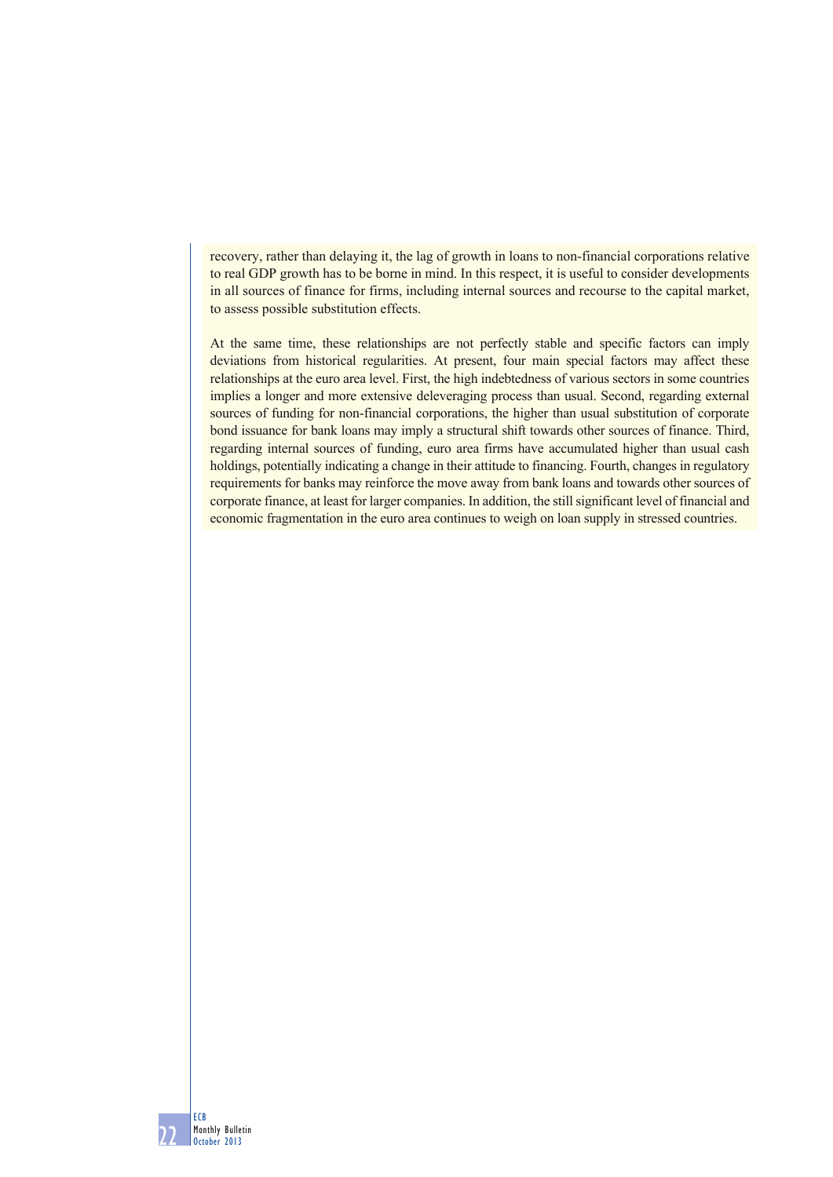recovery, rather than delaying it, the lag of growth in loans to non-financial corporations relative to real GDP growth has to be borne in mind. In this respect, it is useful to consider developments in all sources of finance for firms, including internal sources and recourse to the capital market, to assess possible substitution effects.

At the same time, these relationships are not perfectly stable and specific factors can imply deviations from historical regularities. At present, four main special factors may affect these relationships at the euro area level. First, the high indebtedness of various sectors in some countries implies a longer and more extensive deleveraging process than usual. Second, regarding external sources of funding for non-financial corporations, the higher than usual substitution of corporate bond issuance for bank loans may imply a structural shift towards other sources of finance. Third, regarding internal sources of funding, euro area firms have accumulated higher than usual cash holdings, potentially indicating a change in their attitude to financing. Fourth, changes in regulatory requirements for banks may reinforce the move away from bank loans and towards other sources of corporate finance, at least for larger companies. In addition, the still significant level of financial and economic fragmentation in the euro area continues to weigh on loan supply in stressed countries.